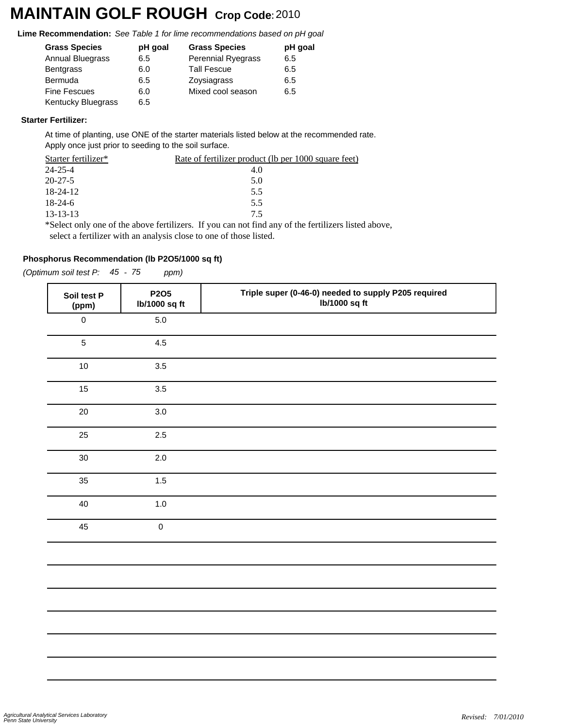# MAINTAIN GOLF ROUGH Crop Code: 2010

**Lime Recommendation:** *See Table 1 for lime recommendations based on pH goal*

| Grass Species | pH goal | Grass Species | pH goal |
|---|---|---|---|
| Annual Bluegrass | 6.5 | Perennial Ryegrass | 6.5 |
| Bentgrass | 6.0 | Tall Fescue | 6.5 |
| Bermuda | 6.5 | Zoysiagrass | 6.5 |
| Fine Fescues | 6.0 | Mixed cool season | 6.5 |
| Kentucky Bluegrass | 6.5 | | |

**Starter Fertilizer:**

At time of planting, use ONE of the starter materials listed below at the recommended rate.
Apply once just prior to seeding to the soil surface.

| Starter fertilizer* | Rate of fertilizer product (lb per 1000 square feet) |
|---|---|
| 24-25-4 | 4.0 |
| 20-27-5 | 5.0 |
| 18-24-12 | 5.5 |
| 18-24-6 | 5.5 |
| 13-13-13 | 7.5 |

*Select only one of the above fertilizers. If you can not find any of the fertilizers listed above, select a fertilizer with an analysis close to one of those listed.

**Phosphorus Recommendation (lb P2O5/1000 sq ft)**

*(Optimum soil test P: 45 - 75 ppm)*

| Soil test P (ppm) | P2O5 lb/1000 sq ft | Triple super (0-46-0) needed to supply P205 required lb/1000 sq ft |
|---|---|---|
| 0 | 5.0 | |
| 5 | 4.5 | |
| 10 | 3.5 | |
| 15 | 3.5 | |
| 20 | 3.0 | |
| 25 | 2.5 | |
| 30 | 2.0 | |
| 35 | 1.5 | |
| 40 | 1.0 | |
| 45 | 0 | |

*Agricultural Analytical Services Laboratory*
*Penn State University*

*Revised: 7/01/2010*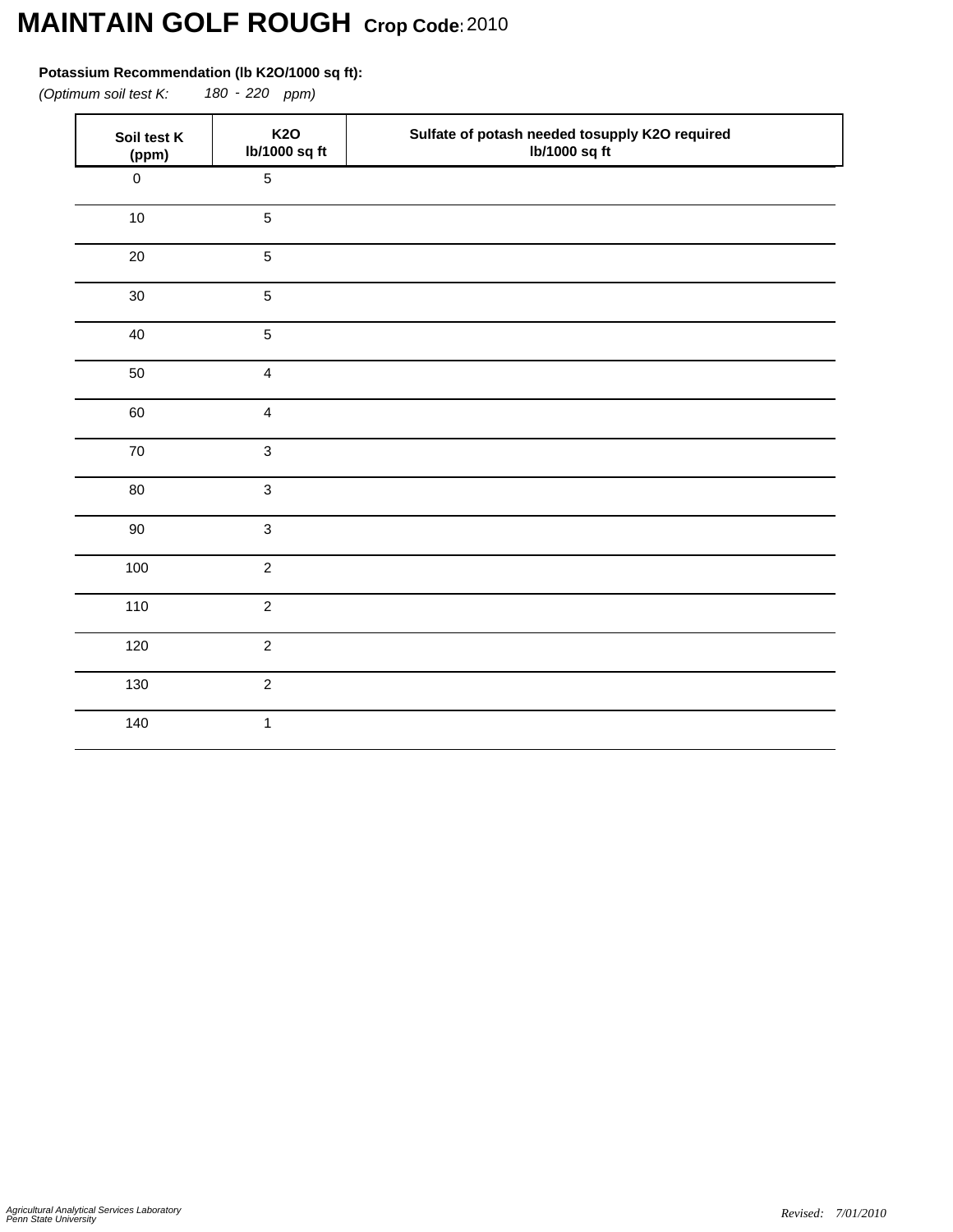# MAINTAIN GOLF ROUGH Crop Code: 2010

**Potassium Recommendation (lb K2O/1000 sq ft):**

*(Optimum soil test K: 180 - 220 ppm)*

| Soil test K (ppm) | K2O lb/1000 sq ft | Sulfate of potash needed tosupply K2O required lb/1000 sq ft |
|---|---|---|
| 0 | 5 | |
| 10 | 5 | |
| 20 | 5 | |
| 30 | 5 | |
| 40 | 5 | |
| 50 | 4 | |
| 60 | 4 | |
| 70 | 3 | |
| 80 | 3 | |
| 90 | 3 | |
| 100 | 2 | |
| 110 | 2 | |
| 120 | 2 | |
| 130 | 2 | |
| 140 | 1 | |

*Agricultural Analytical Services Laboratory*
*Penn State University*

*Revised: 7/01/2010*